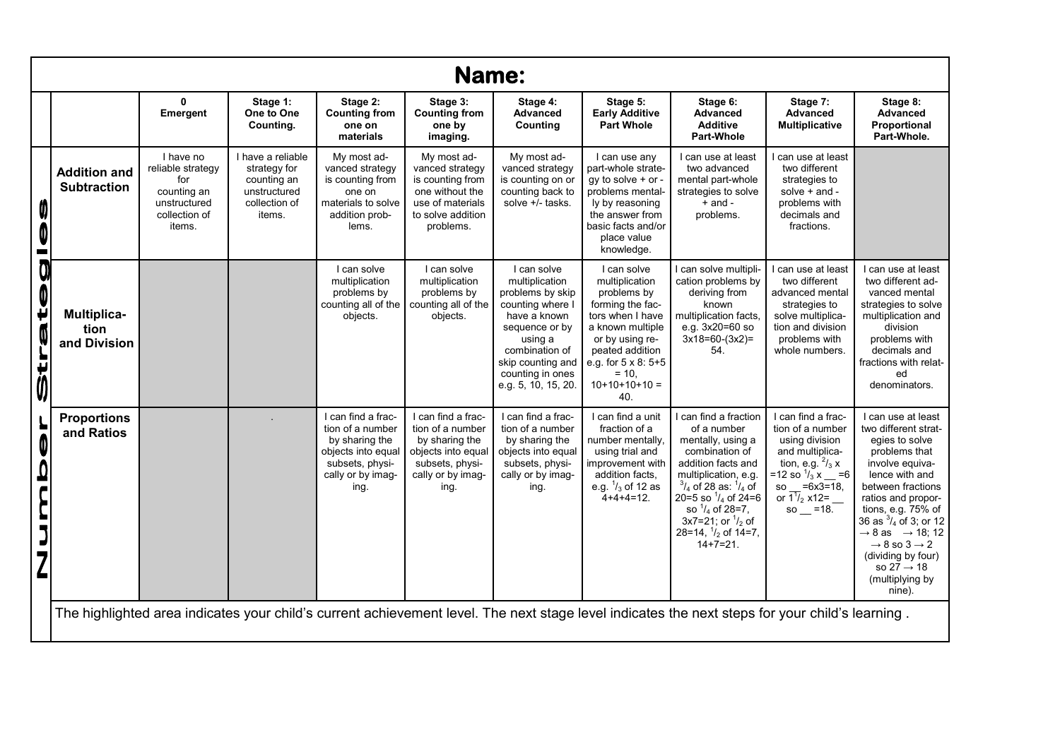# Name:

| Number Strategies | 0 Emergent | Stage 1: One to One Counting. | Stage 2: Counting from one on materials | Stage 3: Counting from one by imaging. | Stage 4: Advanced Counting | Stage 5: Early Additive Part Whole | Stage 6: Advanced Additive Part-Whole | Stage 7: Advanced Multiplicative | Stage 8: Advanced Proportional Part-Whole. |
|---|---|---|---|---|---|---|---|---|---|
| **Addition and Subtraction** | I have no reliable strategy for counting an unstructured collection of items. | I have a reliable strategy for counting an unstructured collection of items. | My most advanced strategy is counting from one on materials to solve addition problems. | My most advanced strategy is counting from one without the use of materials to solve addition problems. | My most advanced strategy is counting on or counting back to solve +/- tasks. | I can use any part-whole strategy to solve + or - problems mentally by reasoning the answer from basic facts and/or place value knowledge. | I can use at least two advanced mental part-whole strategies to solve + and - problems. | I can use at least two different strategies to solve + and - problems with decimals and fractions. | |
| **Multiplication and Division** | | | I can solve multiplication problems by counting all of the objects. | I can solve multiplication problems by counting all of the objects. | I can solve multiplication problems by skip counting where I have a known sequence or by using a combination of skip counting and counting in ones e.g. 5, 10, 15, 20. | I can solve multiplication problems by forming the factors when I have a known multiple or by using repeated addition e.g. for 5 x 8: 5+5 = 10, 10+10+10+10 = 40. | I can solve multiplication problems by deriving from known multiplication facts, e.g. 3x20=60 so 3x18=60-(3x2)= 54. | I can use at least two different advanced mental strategies to solve multiplication and division problems with whole numbers. | I can use at least two different advanced mental strategies to solve multiplication and division problems with decimals and fractions with related denominators. |
| **Proportions and Ratios** | | . | I can find a fraction of a number by sharing the objects into equal subsets, physically or by imaging. | I can find a fraction of a number by sharing the objects into equal subsets, physically or by imaging. | I can find a fraction of a number by sharing the objects into equal subsets, physically or by imaging. | I can find a unit fraction of a number mentally, using trial and improvement with addition facts, e.g. $^1/_3$ of 12 as 4+4+4=12. | I can find a fraction of a number mentally, using a combination of addition facts and multiplication, e.g. $^3/_4$ of 28 as: $^1/_4$ of 20=5 so $^1/_4$ of 24=6 so $^1/_4$ of 28=7, 3x7=21; or $^1/_2$ of 28=14, $^1/_2$ of 14=7, 14+7=21. | I can find a fraction of a number using division and multiplication, e.g. $^2/_3$ x =12 so $^1/_3$ x __ =6 so __ =6x3=18, or $1^1/_2$ x12= __ so __ =18. | I can use at least two different strategies to solve problems that involve equivalence with and between fractions ratios and proportions, e.g. 75% of 36 as $^3/_4$ of 3; or 12 → 8 as → 18; 12 → 8 so 3 → 2 (dividing by four) so 27 → 18 (multiplying by nine). |

The highlighted area indicates your child's current achievement level. The next stage level indicates the next steps for your child's learning .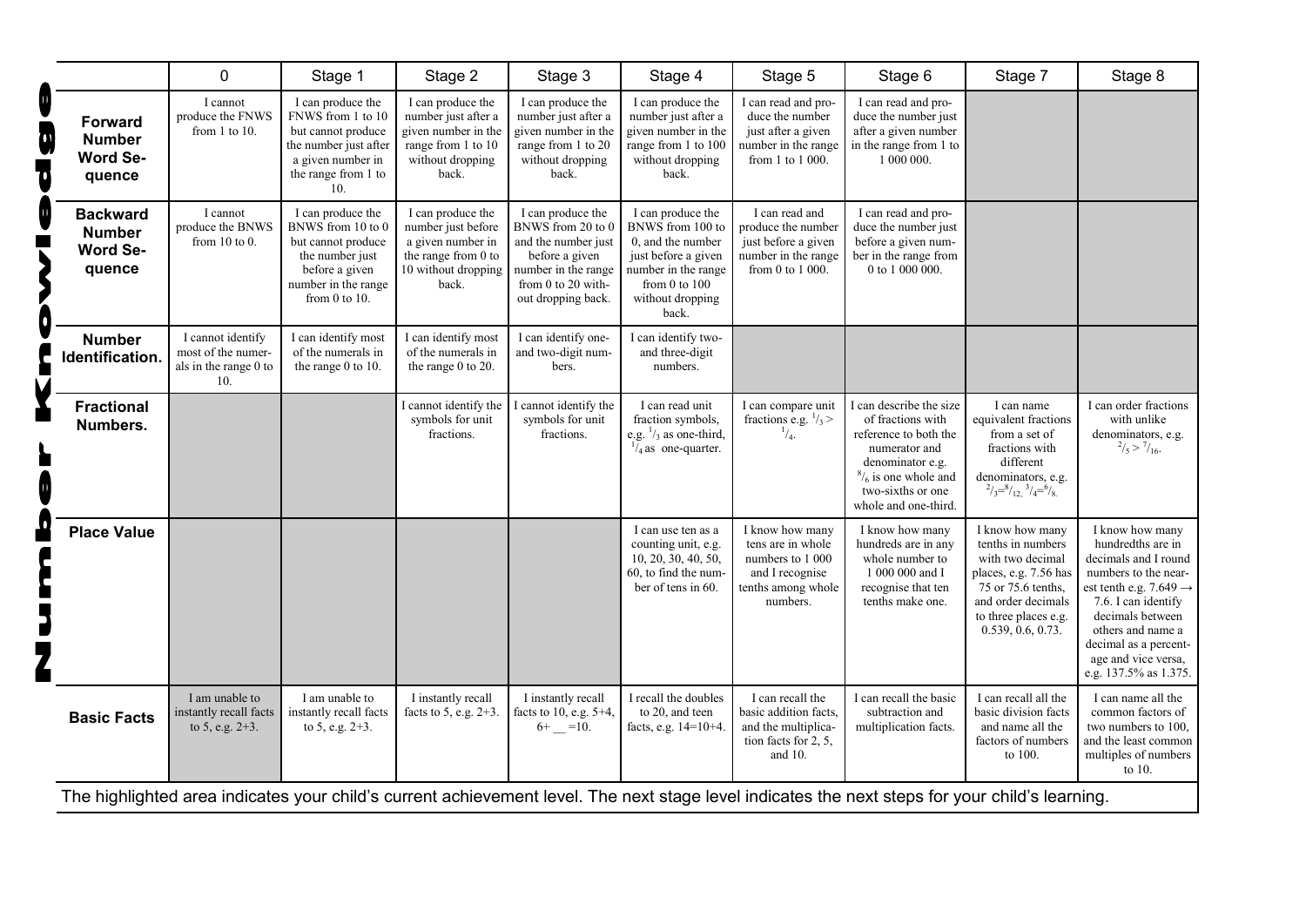# Number Knowledge

| | 0 | Stage 1 | Stage 2 | Stage 3 | Stage 4 | Stage 5 | Stage 6 | Stage 7 | Stage 8 |
|---|---|---|---|---|---|---|---|---|---|
| **Forward Number Word Sequence** | I cannot produce the FNWS from 1 to 10. | I can produce the FNWS from 1 to 10 but cannot produce the number just after a given number in the range from 1 to 10. | I can produce the number just after a given number in the range from 1 to 10 without dropping back. | I can produce the number just after a given number in the range from 1 to 20 without dropping back. | I can produce the number just after a given number in the range from 1 to 100 without dropping back. | I can read and produce the number just after a given number in the range from 1 to 1 000. | I can read and produce the number just after a given number in the range from 1 to 1 000 000. | | |
| **Backward Number Word Sequence** | I cannot produce the BNWS from 10 to 0. | I can produce the BNWS from 10 to 0 but cannot produce the number just before a given number in the range from 0 to 10. | I can produce the number just before a given number in the range from 0 to 10 without dropping back. | I can produce the BNWS from 20 to 0 and the number just before a given number in the range from 0 to 20 without dropping back. | I can produce the BNWS from 100 to 0, and the number just before a given number in the range from 0 to 100 without dropping back. | I can read and produce the number just before a given number in the range from 0 to 1 000. | I can read and produce the number just before a given number in the range from 0 to 1 000 000. | | |
| **Number Identification.** | I cannot identify most of the numerals in the range 0 to 10. | I can identify most of the numerals in the range 0 to 10. | I can identify most of the numerals in the range 0 to 20. | I can identify one- and two-digit numbers. | I can identify two- and three-digit numbers. | | | | |
| **Fractional Numbers.** | | | I cannot identify the symbols for unit fractions. | I cannot identify the symbols for unit fractions. | I can read unit fraction symbols, e.g. $^1/_3$ as one-third, $^1/_4$ as one-quarter. | I can compare unit fractions e.g. $^1/_3 > {}^1/_4$. | I can describe the size of fractions with reference to both the numerator and denominator e.g. $^8/_6$ is one whole and two-sixths or one whole and one-third. | I can name equivalent fractions from a set of fractions with different denominators, e.g. $^2/_3 = {}^8/_{12}$, $^3/_4 = {}^6/_8$. | I can order fractions with unlike denominators, e.g. $^2/_5 > {}^7/_{16}$. |
| **Place Value** | | | | | I can use ten as a counting unit, e.g. 10, 20, 30, 40, 50, 60, to find the number of tens in 60. | I know how many tens are in whole numbers to 1 000 and I recognise tenths among whole numbers. | I know how many hundreds are in any whole number to 1 000 000 and I recognise that ten tenths make one. | I know how many tenths in numbers with two decimal places, e.g. 7.56 has 75 or 75.6 tenths, and order decimals to three places e.g. 0.539, 0.6, 0.73. | I know how many hundredths are in decimals and I round numbers to the nearest tenth e.g. 7.649 → 7.6. I can identify decimals between others and name a decimal as a percentage and vice versa, e.g. 137.5% as 1.375. |
| **Basic Facts** | I am unable to instantly recall facts to 5, e.g. 2+3. | I am unable to instantly recall facts to 5, e.g. 2+3. | I instantly recall facts to 5, e.g. 2+3. | I instantly recall facts to 10, e.g. 5+4, 6+ __ =10. | I recall the doubles to 20, and teen facts, e.g. 14=10+4. | I can recall the basic addition facts, and the multiplication facts for 2, 5, and 10. | I can recall the basic subtraction and multiplication facts. | I can recall all the basic division facts and name all the factors of numbers to 100. | I can name all the common factors of two numbers to 100, and the least common multiples of numbers to 10. |

The highlighted area indicates your child's current achievement level. The next stage level indicates the next steps for your child's learning.